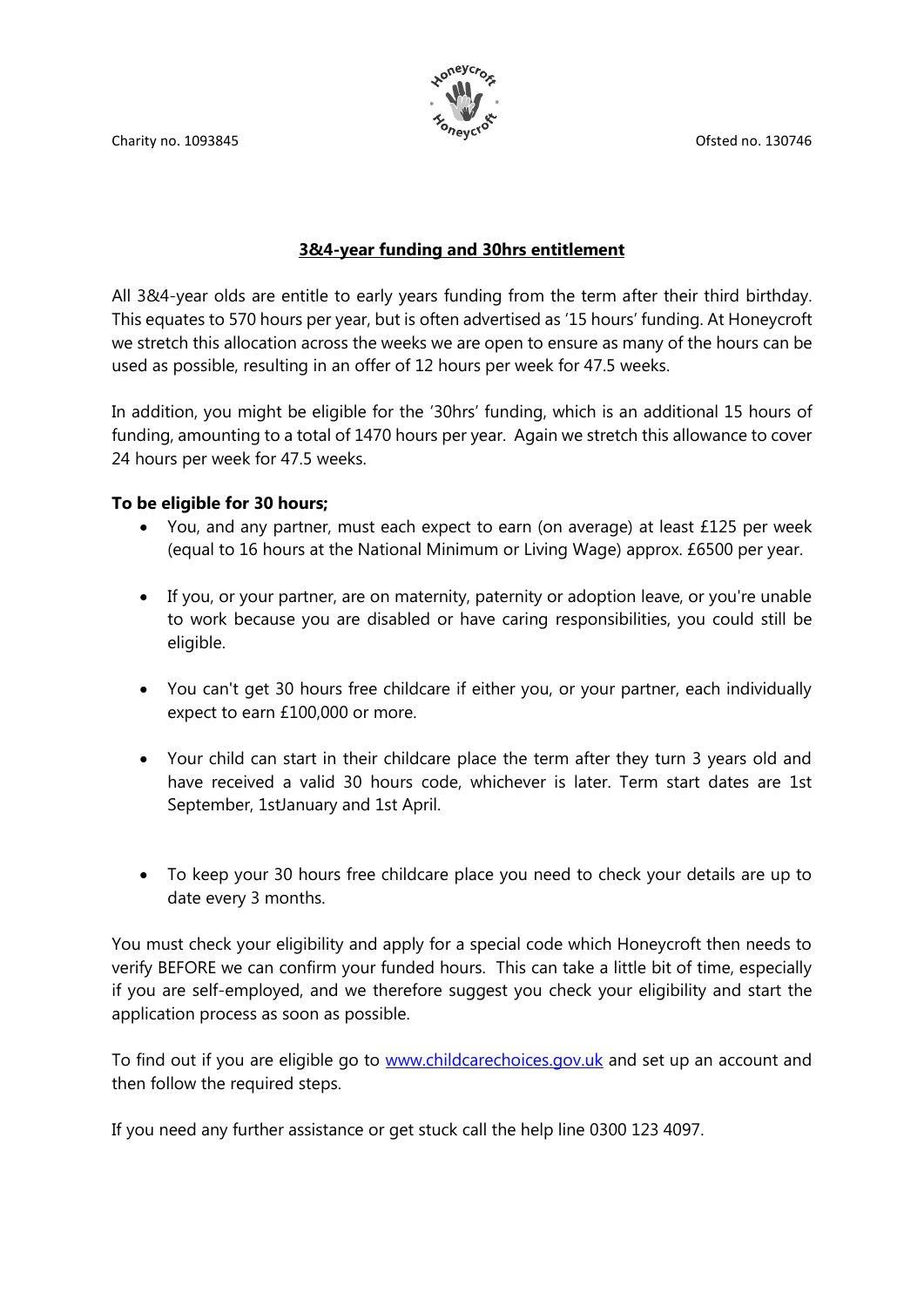Charity no. 1093845

Ofsted no. 130746

## 3&4-year funding and 30hrs entitlement

All 3&4-year olds are entitle to early years funding from the term after their third birthday. This equates to 570 hours per year, but is often advertised as '15 hours' funding. At Honeycroft we stretch this allocation across the weeks we are open to ensure as many of the hours can be used as possible, resulting in an offer of 12 hours per week for 47.5 weeks.

In addition, you might be eligible for the '30hrs' funding, which is an additional 15 hours of funding, amounting to a total of 1470 hours per year. Again we stretch this allowance to cover 24 hours per week for 47.5 weeks.

**To be eligible for 30 hours;**

- You, and any partner, must each expect to earn (on average) at least £125 per week (equal to 16 hours at the National Minimum or Living Wage) approx. £6500 per year.
- If you, or your partner, are on maternity, paternity or adoption leave, or you're unable to work because you are disabled or have caring responsibilities, you could still be eligible.
- You can't get 30 hours free childcare if either you, or your partner, each individually expect to earn £100,000 or more.
- Your child can start in their childcare place the term after they turn 3 years old and have received a valid 30 hours code, whichever is later. Term start dates are 1st September, 1stJanuary and 1st April.
- To keep your 30 hours free childcare place you need to check your details are up to date every 3 months.

You must check your eligibility and apply for a special code which Honeycroft then needs to verify BEFORE we can confirm your funded hours. This can take a little bit of time, especially if you are self-employed, and we therefore suggest you check your eligibility and start the application process as soon as possible.

To find out if you are eligible go to www.childcarechoices.gov.uk and set up an account and then follow the required steps.

If you need any further assistance or get stuck call the help line 0300 123 4097.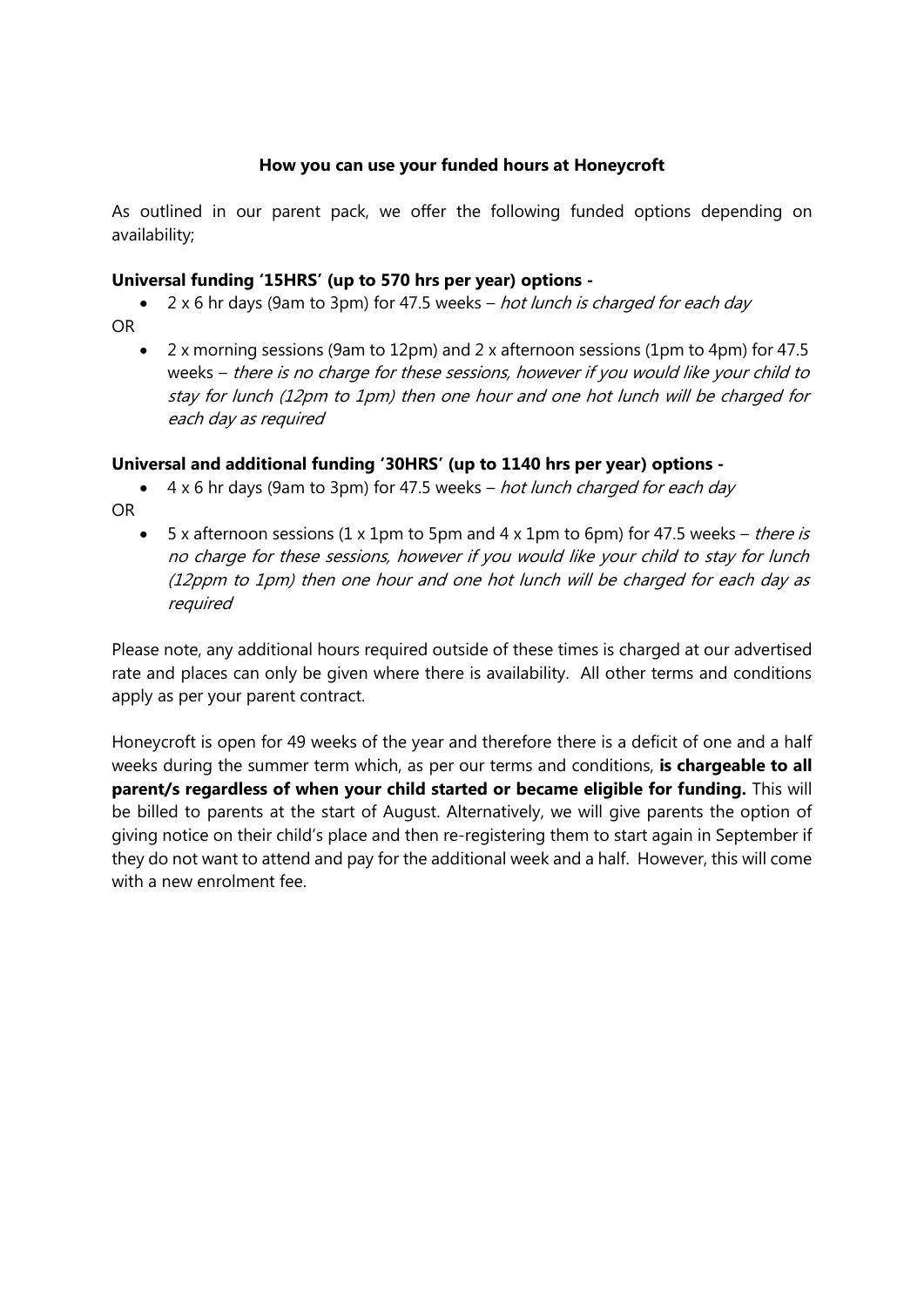**How you can use your funded hours at Honeycroft**

As outlined in our parent pack, we offer the following funded options depending on availability;

**Universal funding '15HRS' (up to 570 hrs per year) options -**

- 2 x 6 hr days (9am to 3pm) for 47.5 weeks – *hot lunch is charged for each day*

OR

- 2 x morning sessions (9am to 12pm) and 2 x afternoon sessions (1pm to 4pm) for 47.5 weeks – *there is no charge for these sessions, however if you would like your child to stay for lunch (12pm to 1pm) then one hour and one hot lunch will be charged for each day as required*

**Universal and additional funding '30HRS' (up to 1140 hrs per year) options -**

- 4 x 6 hr days (9am to 3pm) for 47.5 weeks – *hot lunch charged for each day*

OR

- 5 x afternoon sessions (1 x 1pm to 5pm and 4 x 1pm to 6pm) for 47.5 weeks – *there is no charge for these sessions, however if you would like your child to stay for lunch (12ppm to 1pm) then one hour and one hot lunch will be charged for each day as required*

Please note, any additional hours required outside of these times is charged at our advertised rate and places can only be given where there is availability. All other terms and conditions apply as per your parent contract.

Honeycroft is open for 49 weeks of the year and therefore there is a deficit of one and a half weeks during the summer term which, as per our terms and conditions, **is chargeable to all parent/s regardless of when your child started or became eligible for funding.** This will be billed to parents at the start of August. Alternatively, we will give parents the option of giving notice on their child's place and then re-registering them to start again in September if they do not want to attend and pay for the additional week and a half. However, this will come with a new enrolment fee.